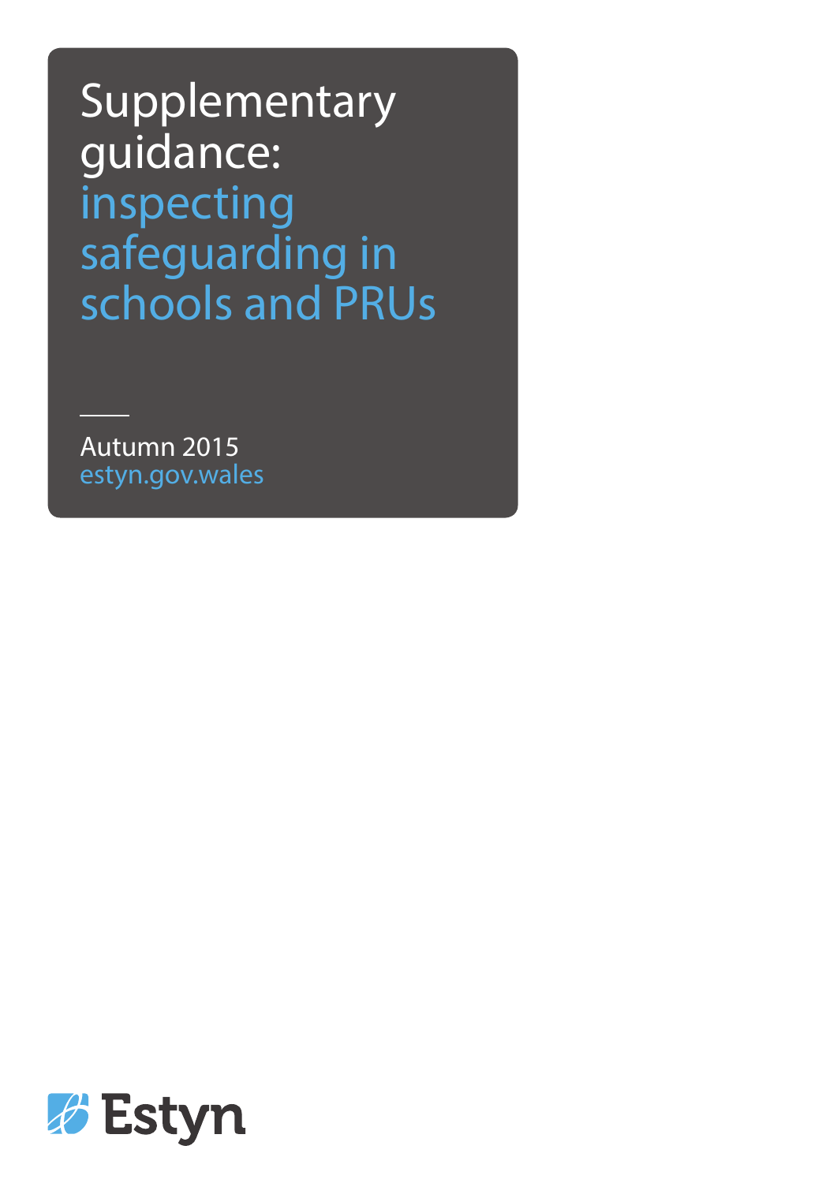# Supplementary guidance: inspecting safeguarding in schools and PRUs

Autumn 2015

estyn.gov.wales

Estyn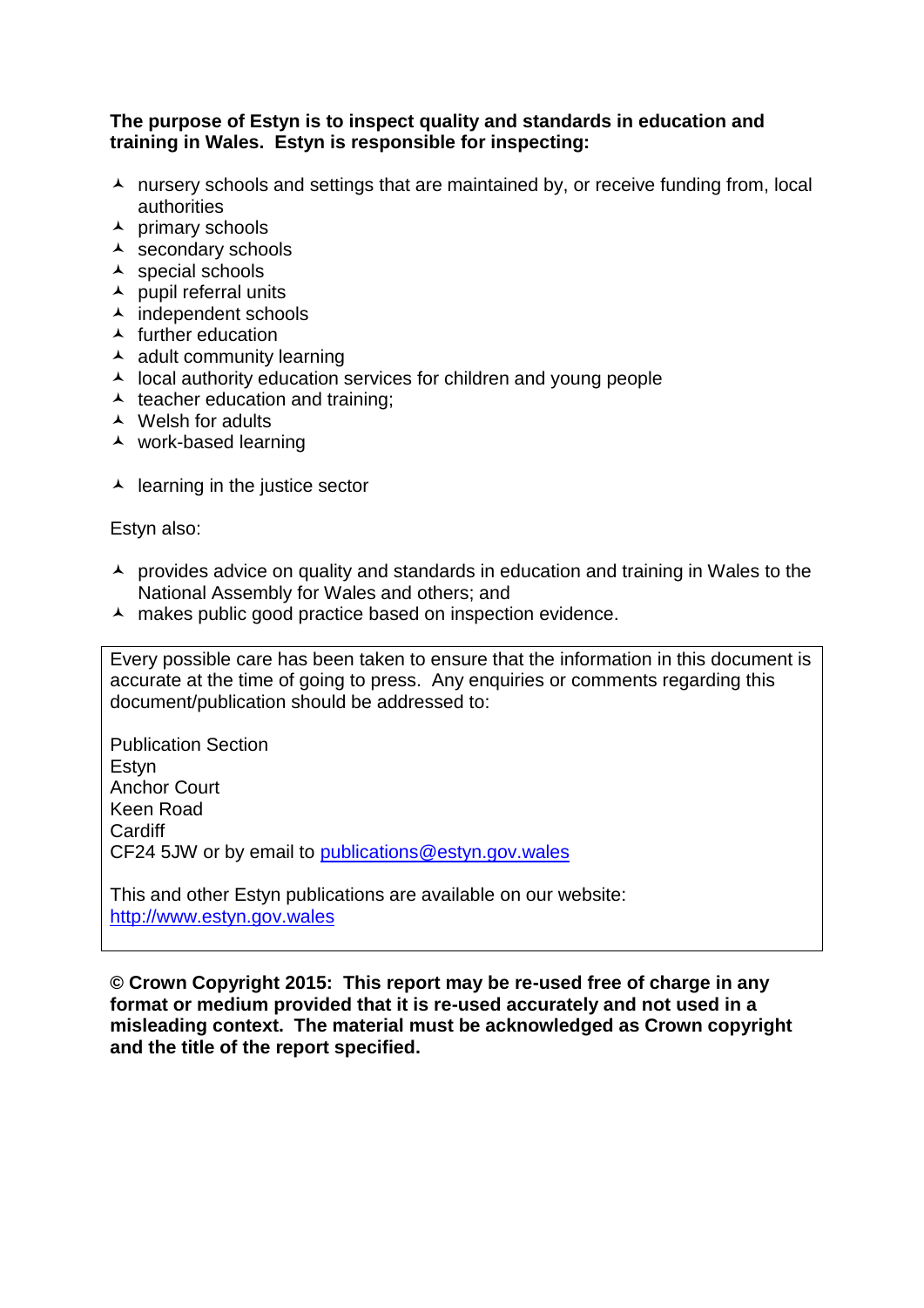**The purpose of Estyn is to inspect quality and standards in education and training in Wales. Estyn is responsible for inspecting:**

- nursery schools and settings that are maintained by, or receive funding from, local authorities
- primary schools
- secondary schools
- special schools
- pupil referral units
- independent schools
- further education
- adult community learning
- local authority education services for children and young people
- teacher education and training;
- Welsh for adults
- work-based learning

- learning in the justice sector

Estyn also:

- provides advice on quality and standards in education and training in Wales to the National Assembly for Wales and others; and
- makes public good practice based on inspection evidence.

Every possible care has been taken to ensure that the information in this document is accurate at the time of going to press. Any enquiries or comments regarding this document/publication should be addressed to:

Publication Section
Estyn
Anchor Court
Keen Road
Cardiff
CF24 5JW or by email to publications@estyn.gov.wales

This and other Estyn publications are available on our website: http://www.estyn.gov.wales

**© Crown Copyright 2015: This report may be re-used free of charge in any format or medium provided that it is re-used accurately and not used in a misleading context. The material must be acknowledged as Crown copyright and the title of the report specified.**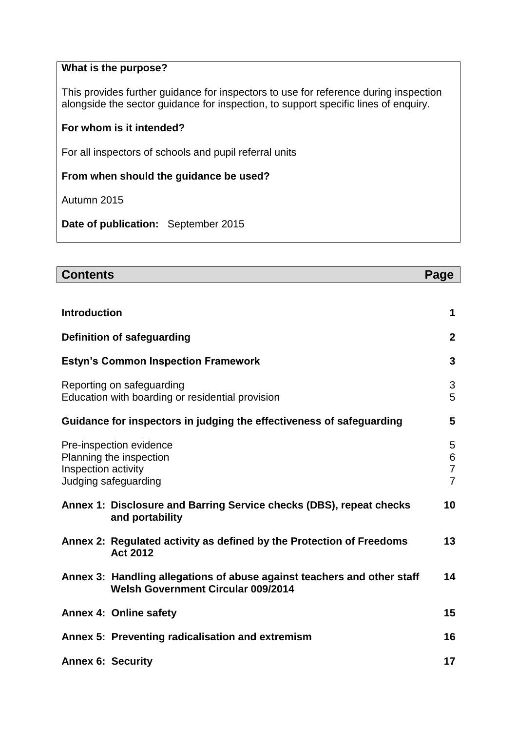**What is the purpose?**

This provides further guidance for inspectors to use for reference during inspection alongside the sector guidance for inspection, to support specific lines of enquiry.

**For whom is it intended?**

For all inspectors of schools and pupil referral units

**From when should the guidance be used?**

Autumn 2015

**Date of publication:** September 2015

## Contents

| Contents | Page |
|---|---|
| **Introduction** | **1** |
| **Definition of safeguarding** | **2** |
| **Estyn's Common Inspection Framework** | **3** |
| Reporting on safeguarding | 3 |
| Education with boarding or residential provision | 5 |
| **Guidance for inspectors in judging the effectiveness of safeguarding** | **5** |
| Pre-inspection evidence | 5 |
| Planning the inspection | 6 |
| Inspection activity | 7 |
| Judging safeguarding | 7 |
| **Annex 1: Disclosure and Barring Service checks (DBS), repeat checks and portability** | **10** |
| **Annex 2: Regulated activity as defined by the Protection of Freedoms Act 2012** | **13** |
| **Annex 3: Handling allegations of abuse against teachers and other staff Welsh Government Circular 009/2014** | **14** |
| **Annex 4: Online safety** | **15** |
| **Annex 5: Preventing radicalisation and extremism** | **16** |
| **Annex 6: Security** | **17** |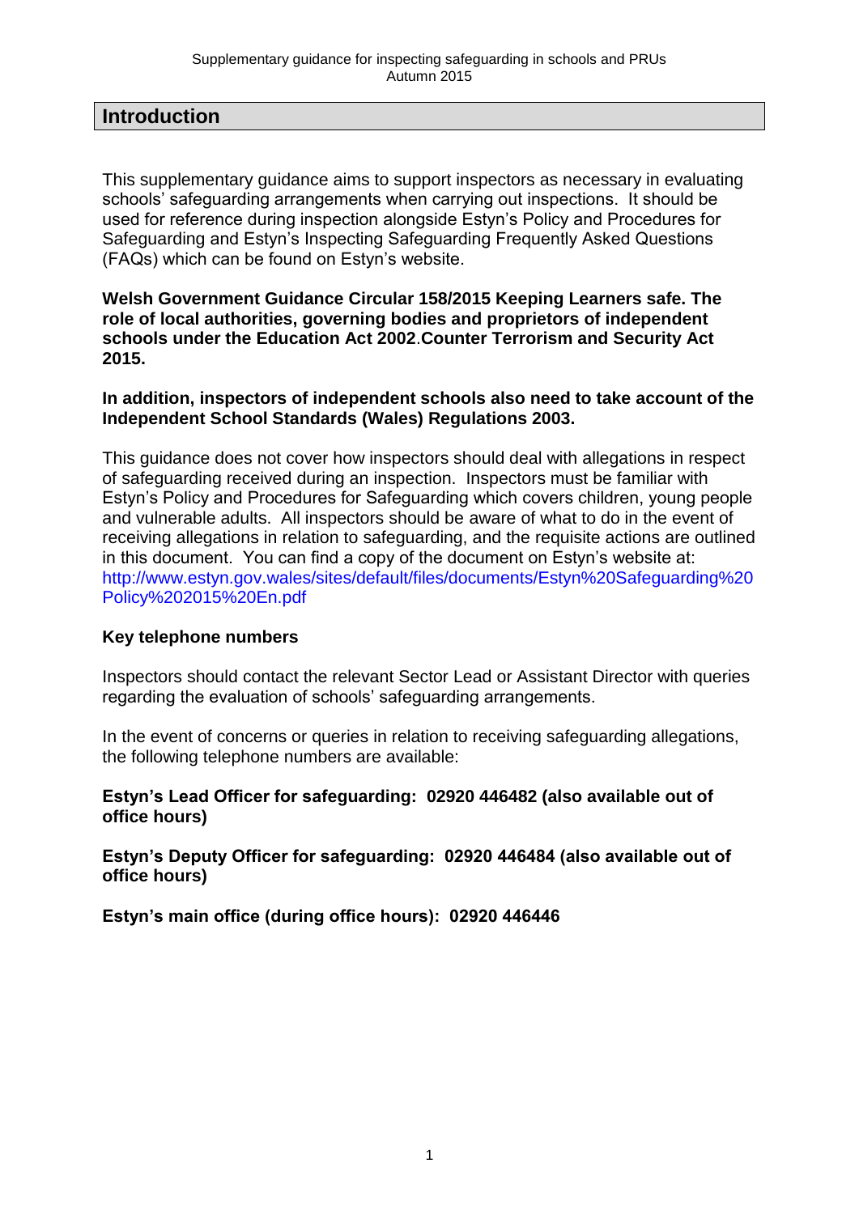## Introduction

This supplementary guidance aims to support inspectors as necessary in evaluating schools' safeguarding arrangements when carrying out inspections. It should be used for reference during inspection alongside Estyn's Policy and Procedures for Safeguarding and Estyn's Inspecting Safeguarding Frequently Asked Questions (FAQs) which can be found on Estyn's website.

**Welsh Government Guidance Circular 158/2015 Keeping Learners safe. The role of local authorities, governing bodies and proprietors of independent schools under the Education Act 2002**.**Counter Terrorism and Security Act 2015.**

**In addition, inspectors of independent schools also need to take account of the Independent School Standards (Wales) Regulations 2003.**

This guidance does not cover how inspectors should deal with allegations in respect of safeguarding received during an inspection. Inspectors must be familiar with Estyn's Policy and Procedures for Safeguarding which covers children, young people and vulnerable adults. All inspectors should be aware of what to do in the event of receiving allegations in relation to safeguarding, and the requisite actions are outlined in this document. You can find a copy of the document on Estyn's website at: http://www.estyn.gov.wales/sites/default/files/documents/Estyn%20Safeguarding%20Policy%202015%20En.pdf

**Key telephone numbers**

Inspectors should contact the relevant Sector Lead or Assistant Director with queries regarding the evaluation of schools' safeguarding arrangements.

In the event of concerns or queries in relation to receiving safeguarding allegations, the following telephone numbers are available:

**Estyn's Lead Officer for safeguarding: 02920 446482 (also available out of office hours)**

**Estyn's Deputy Officer for safeguarding: 02920 446484 (also available out of office hours)**

**Estyn's main office (during office hours): 02920 446446**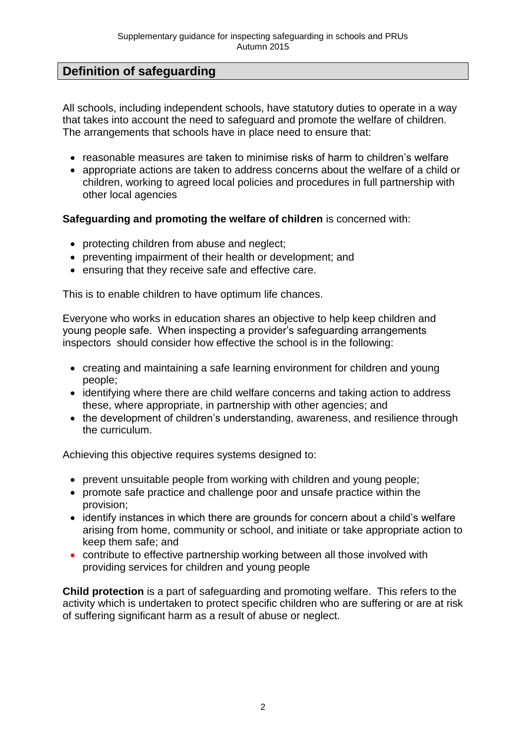## Definition of safeguarding

All schools, including independent schools, have statutory duties to operate in a way that takes into account the need to safeguard and promote the welfare of children. The arrangements that schools have in place need to ensure that:

- reasonable measures are taken to minimise risks of harm to children's welfare
- appropriate actions are taken to address concerns about the welfare of a child or children, working to agreed local policies and procedures in full partnership with other local agencies

**Safeguarding and promoting the welfare of children** is concerned with:

- protecting children from abuse and neglect;
- preventing impairment of their health or development; and
- ensuring that they receive safe and effective care.

This is to enable children to have optimum life chances.

Everyone who works in education shares an objective to help keep children and young people safe. When inspecting a provider's safeguarding arrangements inspectors should consider how effective the school is in the following:

- creating and maintaining a safe learning environment for children and young people;
- identifying where there are child welfare concerns and taking action to address these, where appropriate, in partnership with other agencies; and
- the development of children's understanding, awareness, and resilience through the curriculum.

Achieving this objective requires systems designed to:

- prevent unsuitable people from working with children and young people;
- promote safe practice and challenge poor and unsafe practice within the provision;
- identify instances in which there are grounds for concern about a child's welfare arising from home, community or school, and initiate or take appropriate action to keep them safe; and
- contribute to effective partnership working between all those involved with providing services for children and young people

**Child protection** is a part of safeguarding and promoting welfare. This refers to the activity which is undertaken to protect specific children who are suffering or are at risk of suffering significant harm as a result of abuse or neglect.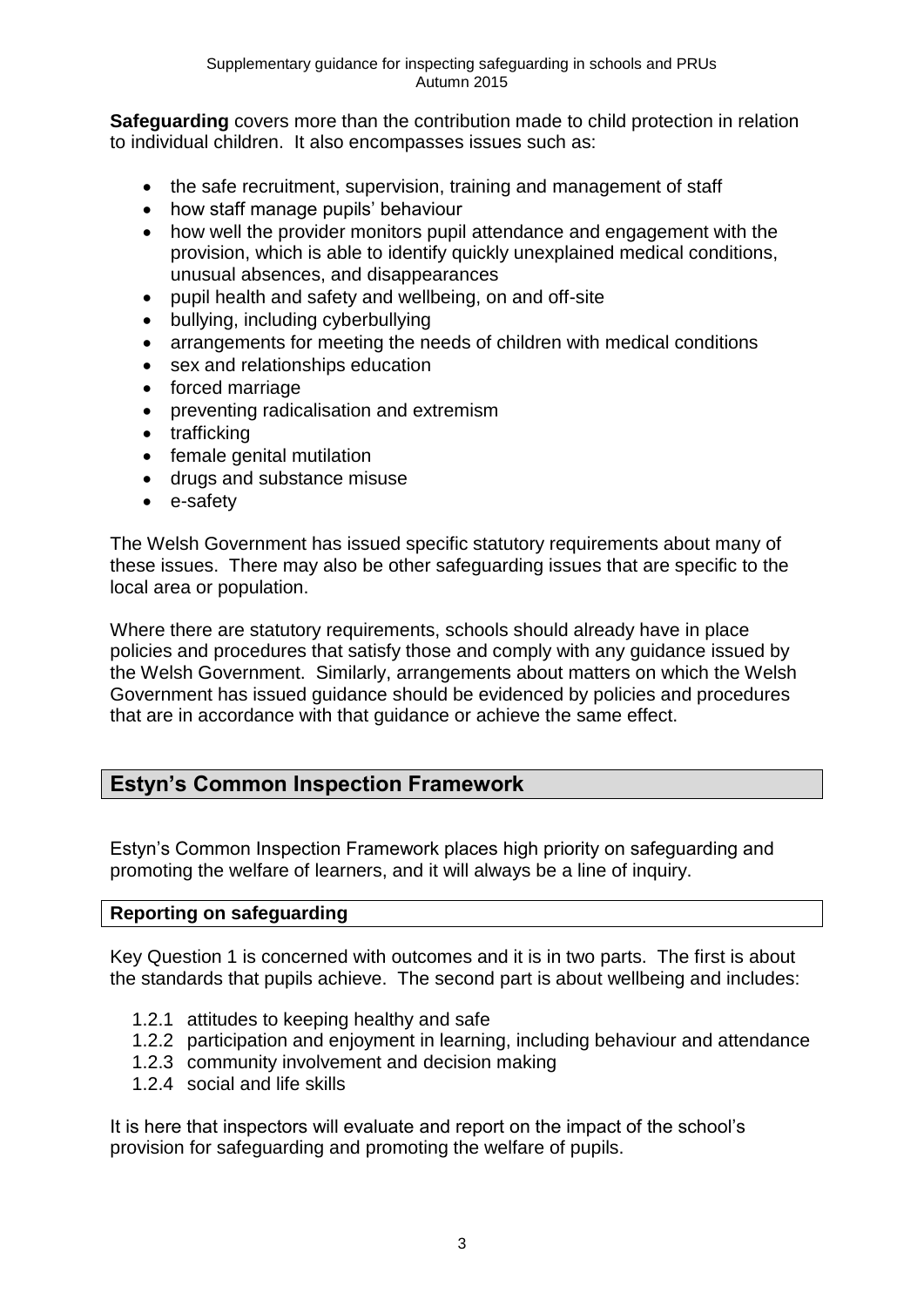**Safeguarding** covers more than the contribution made to child protection in relation to individual children. It also encompasses issues such as:

- the safe recruitment, supervision, training and management of staff
- how staff manage pupils' behaviour
- how well the provider monitors pupil attendance and engagement with the provision, which is able to identify quickly unexplained medical conditions, unusual absences, and disappearances
- pupil health and safety and wellbeing, on and off-site
- bullying, including cyberbullying
- arrangements for meeting the needs of children with medical conditions
- sex and relationships education
- forced marriage
- preventing radicalisation and extremism
- trafficking
- female genital mutilation
- drugs and substance misuse
- e-safety

The Welsh Government has issued specific statutory requirements about many of these issues. There may also be other safeguarding issues that are specific to the local area or population.

Where there are statutory requirements, schools should already have in place policies and procedures that satisfy those and comply with any guidance issued by the Welsh Government. Similarly, arrangements about matters on which the Welsh Government has issued guidance should be evidenced by policies and procedures that are in accordance with that guidance or achieve the same effect.

## Estyn's Common Inspection Framework

Estyn's Common Inspection Framework places high priority on safeguarding and promoting the welfare of learners, and it will always be a line of inquiry.

### Reporting on safeguarding

Key Question 1 is concerned with outcomes and it is in two parts. The first is about the standards that pupils achieve. The second part is about wellbeing and includes:

- 1.2.1 attitudes to keeping healthy and safe
- 1.2.2 participation and enjoyment in learning, including behaviour and attendance
- 1.2.3 community involvement and decision making
- 1.2.4 social and life skills

It is here that inspectors will evaluate and report on the impact of the school's provision for safeguarding and promoting the welfare of pupils.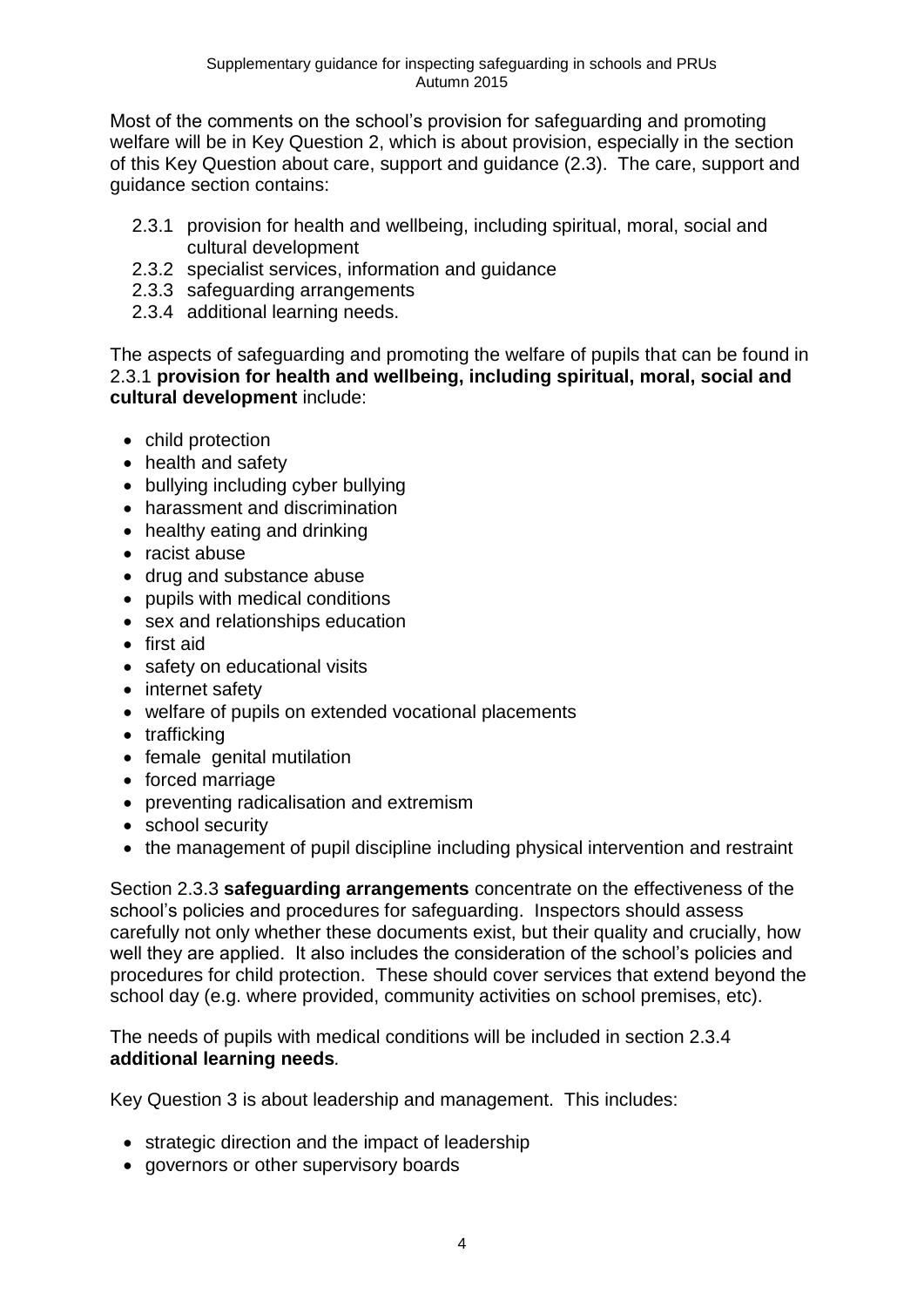Most of the comments on the school's provision for safeguarding and promoting welfare will be in Key Question 2, which is about provision, especially in the section of this Key Question about care, support and guidance (2.3). The care, support and guidance section contains:

- 2.3.1 provision for health and wellbeing, including spiritual, moral, social and cultural development
- 2.3.2 specialist services, information and guidance
- 2.3.3 safeguarding arrangements
- 2.3.4 additional learning needs.

The aspects of safeguarding and promoting the welfare of pupils that can be found in 2.3.1 **provision for health and wellbeing, including spiritual, moral, social and cultural development** include:

- child protection
- health and safety
- bullying including cyber bullying
- harassment and discrimination
- healthy eating and drinking
- racist abuse
- drug and substance abuse
- pupils with medical conditions
- sex and relationships education
- first aid
- safety on educational visits
- internet safety
- welfare of pupils on extended vocational placements
- trafficking
- female genital mutilation
- forced marriage
- preventing radicalisation and extremism
- school security
- the management of pupil discipline including physical intervention and restraint

Section 2.3.3 **safeguarding arrangements** concentrate on the effectiveness of the school's policies and procedures for safeguarding. Inspectors should assess carefully not only whether these documents exist, but their quality and crucially, how well they are applied. It also includes the consideration of the school's policies and procedures for child protection. These should cover services that extend beyond the school day (e.g. where provided, community activities on school premises, etc).

The needs of pupils with medical conditions will be included in section 2.3.4 **additional learning needs**.

Key Question 3 is about leadership and management. This includes:

- strategic direction and the impact of leadership
- governors or other supervisory boards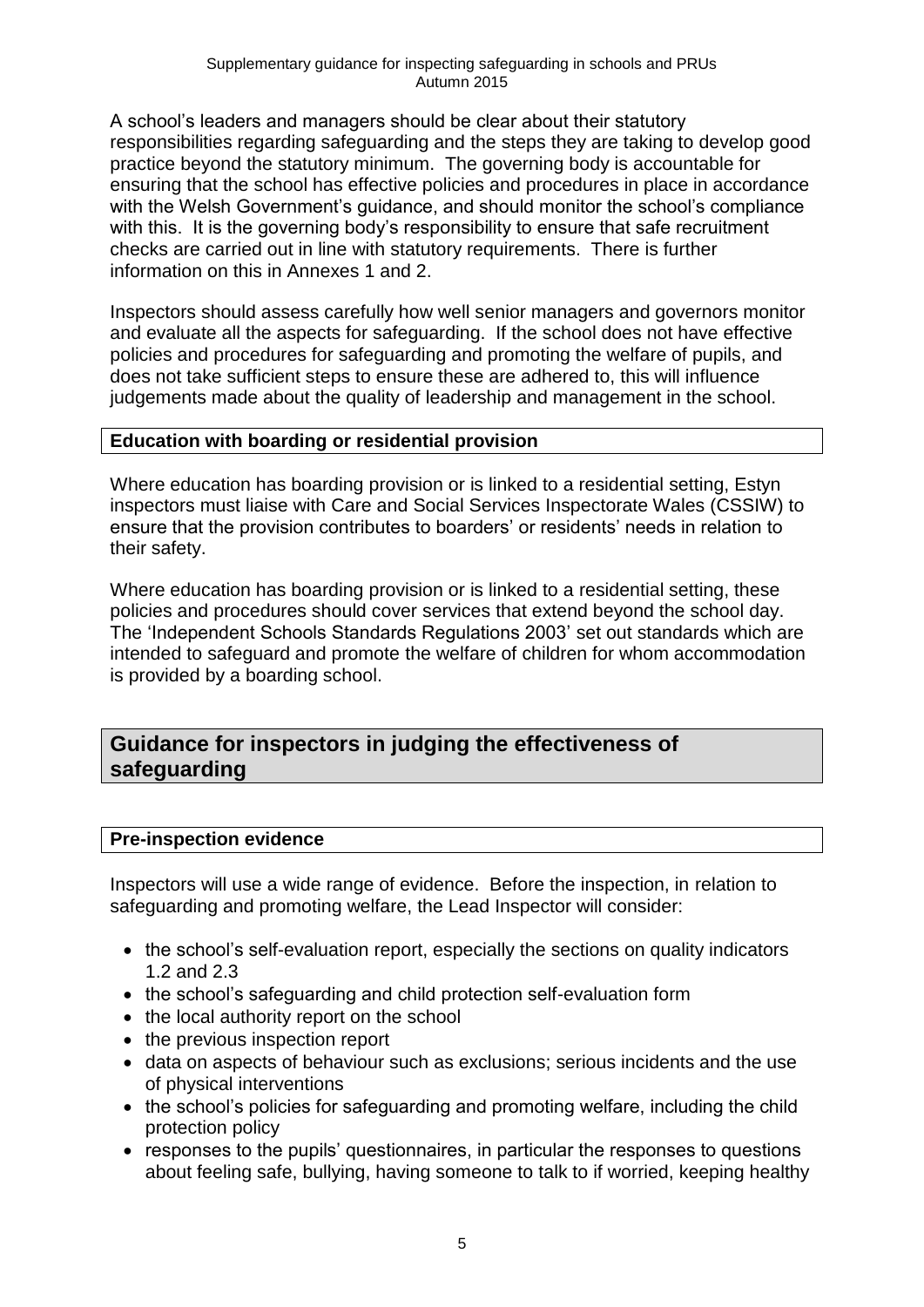A school's leaders and managers should be clear about their statutory responsibilities regarding safeguarding and the steps they are taking to develop good practice beyond the statutory minimum. The governing body is accountable for ensuring that the school has effective policies and procedures in place in accordance with the Welsh Government's guidance, and should monitor the school's compliance with this. It is the governing body's responsibility to ensure that safe recruitment checks are carried out in line with statutory requirements. There is further information on this in Annexes 1 and 2.

Inspectors should assess carefully how well senior managers and governors monitor and evaluate all the aspects for safeguarding. If the school does not have effective policies and procedures for safeguarding and promoting the welfare of pupils, and does not take sufficient steps to ensure these are adhered to, this will influence judgements made about the quality of leadership and management in the school.

### Education with boarding or residential provision

Where education has boarding provision or is linked to a residential setting, Estyn inspectors must liaise with Care and Social Services Inspectorate Wales (CSSIW) to ensure that the provision contributes to boarders' or residents' needs in relation to their safety.

Where education has boarding provision or is linked to a residential setting, these policies and procedures should cover services that extend beyond the school day. The 'Independent Schools Standards Regulations 2003' set out standards which are intended to safeguard and promote the welfare of children for whom accommodation is provided by a boarding school.

## Guidance for inspectors in judging the effectiveness of safeguarding

### Pre-inspection evidence

Inspectors will use a wide range of evidence. Before the inspection, in relation to safeguarding and promoting welfare, the Lead Inspector will consider:

- the school's self-evaluation report, especially the sections on quality indicators 1.2 and 2.3
- the school's safeguarding and child protection self-evaluation form
- the local authority report on the school
- the previous inspection report
- data on aspects of behaviour such as exclusions; serious incidents and the use of physical interventions
- the school's policies for safeguarding and promoting welfare, including the child protection policy
- responses to the pupils' questionnaires, in particular the responses to questions about feeling safe, bullying, having someone to talk to if worried, keeping healthy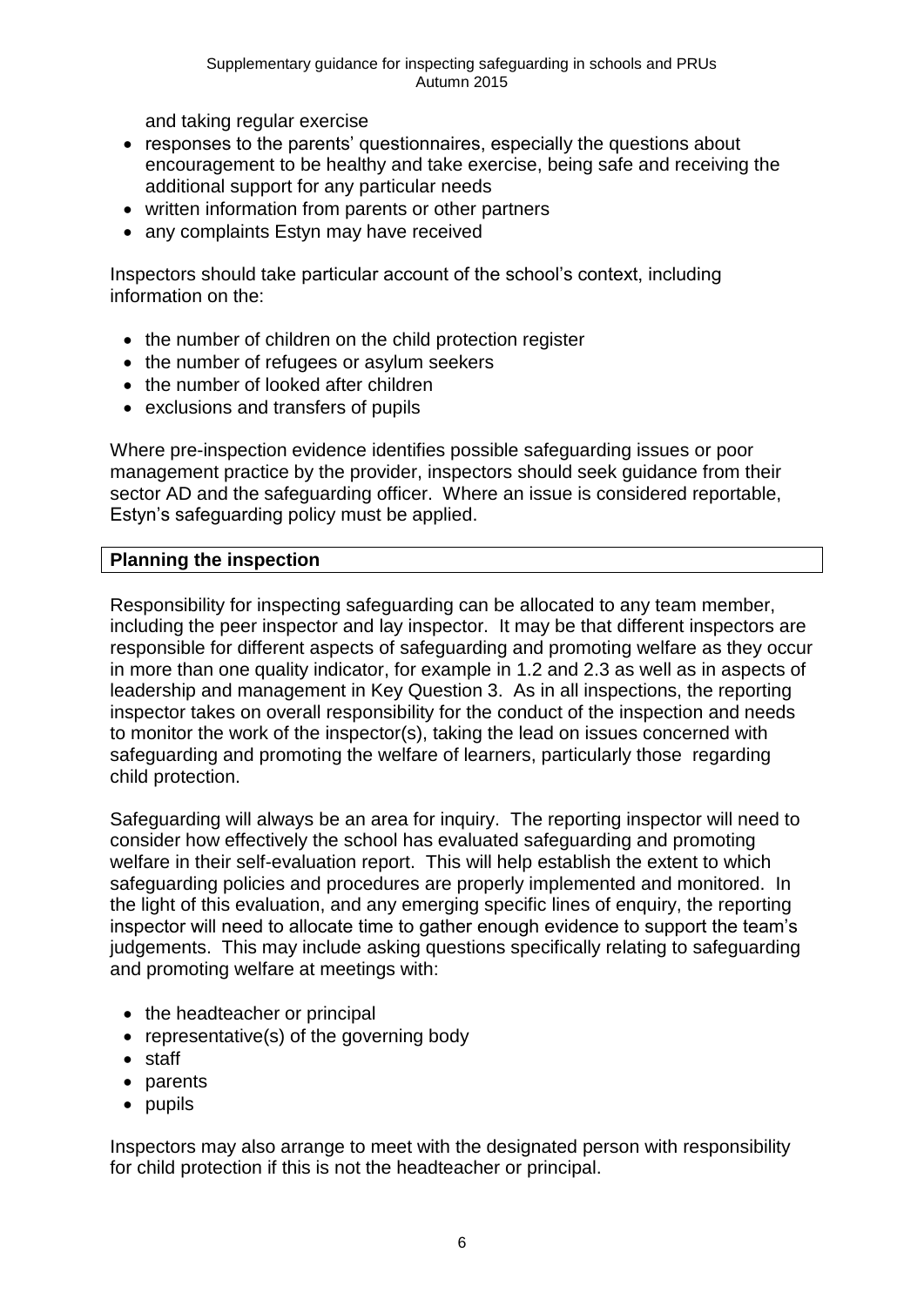and taking regular exercise

- responses to the parents' questionnaires, especially the questions about encouragement to be healthy and take exercise, being safe and receiving the additional support for any particular needs
- written information from parents or other partners
- any complaints Estyn may have received

Inspectors should take particular account of the school's context, including information on the:

- the number of children on the child protection register
- the number of refugees or asylum seekers
- the number of looked after children
- exclusions and transfers of pupils

Where pre-inspection evidence identifies possible safeguarding issues or poor management practice by the provider, inspectors should seek guidance from their sector AD and the safeguarding officer. Where an issue is considered reportable, Estyn's safeguarding policy must be applied.

## Planning the inspection

Responsibility for inspecting safeguarding can be allocated to any team member, including the peer inspector and lay inspector. It may be that different inspectors are responsible for different aspects of safeguarding and promoting welfare as they occur in more than one quality indicator, for example in 1.2 and 2.3 as well as in aspects of leadership and management in Key Question 3. As in all inspections, the reporting inspector takes on overall responsibility for the conduct of the inspection and needs to monitor the work of the inspector(s), taking the lead on issues concerned with safeguarding and promoting the welfare of learners, particularly those regarding child protection.

Safeguarding will always be an area for inquiry. The reporting inspector will need to consider how effectively the school has evaluated safeguarding and promoting welfare in their self-evaluation report. This will help establish the extent to which safeguarding policies and procedures are properly implemented and monitored. In the light of this evaluation, and any emerging specific lines of enquiry, the reporting inspector will need to allocate time to gather enough evidence to support the team's judgements. This may include asking questions specifically relating to safeguarding and promoting welfare at meetings with:

- the headteacher or principal
- representative(s) of the governing body
- staff
- parents
- pupils

Inspectors may also arrange to meet with the designated person with responsibility for child protection if this is not the headteacher or principal.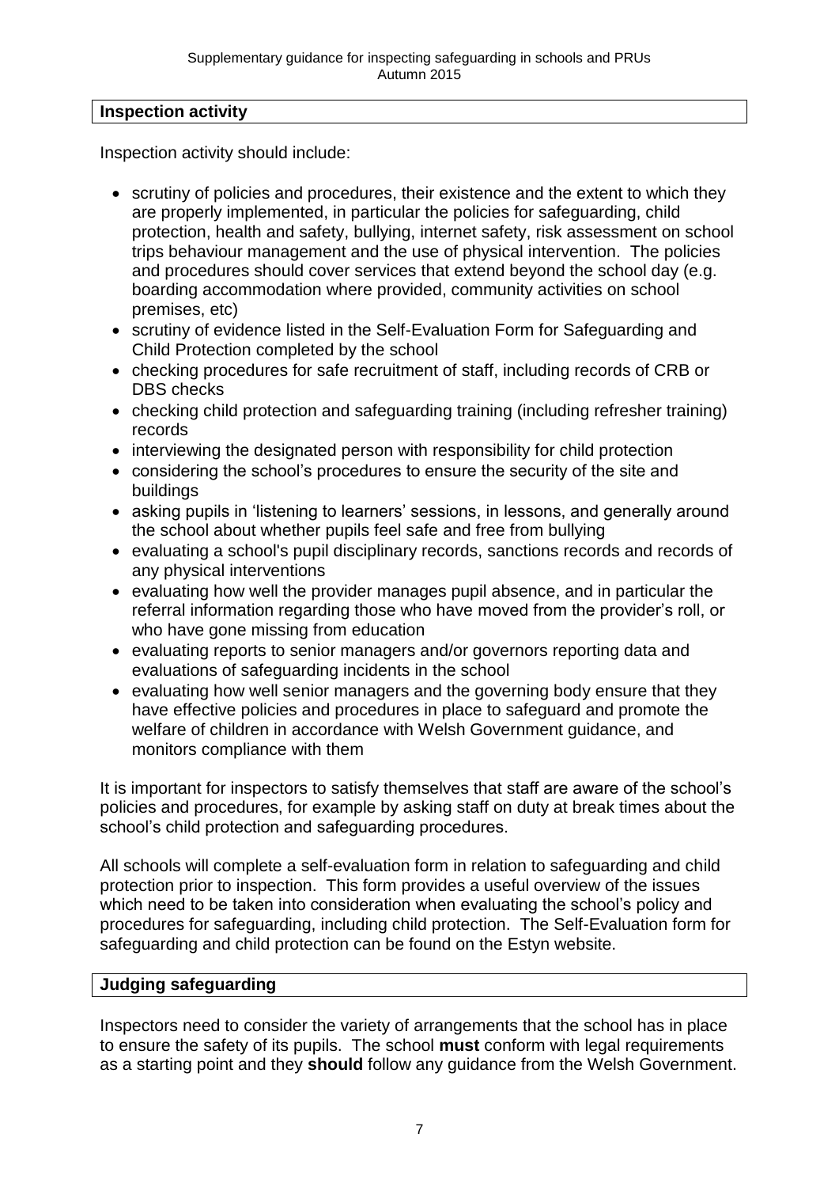**Inspection activity**

Inspection activity should include:

- scrutiny of policies and procedures, their existence and the extent to which they are properly implemented, in particular the policies for safeguarding, child protection, health and safety, bullying, internet safety, risk assessment on school trips behaviour management and the use of physical intervention. The policies and procedures should cover services that extend beyond the school day (e.g. boarding accommodation where provided, community activities on school premises, etc)
- scrutiny of evidence listed in the Self-Evaluation Form for Safeguarding and Child Protection completed by the school
- checking procedures for safe recruitment of staff, including records of CRB or DBS checks
- checking child protection and safeguarding training (including refresher training) records
- interviewing the designated person with responsibility for child protection
- considering the school's procedures to ensure the security of the site and buildings
- asking pupils in 'listening to learners' sessions, in lessons, and generally around the school about whether pupils feel safe and free from bullying
- evaluating a school's pupil disciplinary records, sanctions records and records of any physical interventions
- evaluating how well the provider manages pupil absence, and in particular the referral information regarding those who have moved from the provider's roll, or who have gone missing from education
- evaluating reports to senior managers and/or governors reporting data and evaluations of safeguarding incidents in the school
- evaluating how well senior managers and the governing body ensure that they have effective policies and procedures in place to safeguard and promote the welfare of children in accordance with Welsh Government guidance, and monitors compliance with them

It is important for inspectors to satisfy themselves that staff are aware of the school's policies and procedures, for example by asking staff on duty at break times about the school's child protection and safeguarding procedures.

All schools will complete a self-evaluation form in relation to safeguarding and child protection prior to inspection. This form provides a useful overview of the issues which need to be taken into consideration when evaluating the school's policy and procedures for safeguarding, including child protection. The Self-Evaluation form for safeguarding and child protection can be found on the Estyn website.

**Judging safeguarding**

Inspectors need to consider the variety of arrangements that the school has in place to ensure the safety of its pupils. The school **must** conform with legal requirements as a starting point and they **should** follow any guidance from the Welsh Government.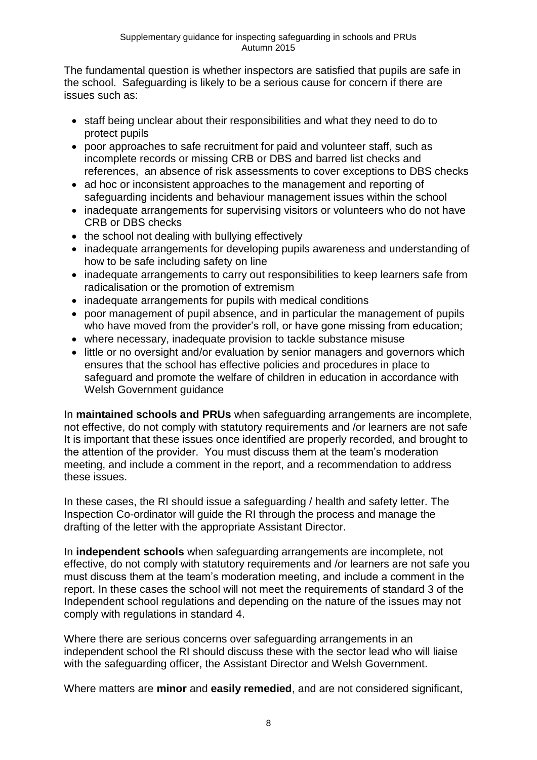The fundamental question is whether inspectors are satisfied that pupils are safe in the school. Safeguarding is likely to be a serious cause for concern if there are issues such as:

- staff being unclear about their responsibilities and what they need to do to protect pupils
- poor approaches to safe recruitment for paid and volunteer staff, such as incomplete records or missing CRB or DBS and barred list checks and references, an absence of risk assessments to cover exceptions to DBS checks
- ad hoc or inconsistent approaches to the management and reporting of safeguarding incidents and behaviour management issues within the school
- inadequate arrangements for supervising visitors or volunteers who do not have CRB or DBS checks
- the school not dealing with bullying effectively
- inadequate arrangements for developing pupils awareness and understanding of how to be safe including safety on line
- inadequate arrangements to carry out responsibilities to keep learners safe from radicalisation or the promotion of extremism
- inadequate arrangements for pupils with medical conditions
- poor management of pupil absence, and in particular the management of pupils who have moved from the provider's roll, or have gone missing from education;
- where necessary, inadequate provision to tackle substance misuse
- little or no oversight and/or evaluation by senior managers and governors which ensures that the school has effective policies and procedures in place to safeguard and promote the welfare of children in education in accordance with Welsh Government guidance

In **maintained schools and PRUs** when safeguarding arrangements are incomplete, not effective, do not comply with statutory requirements and /or learners are not safe It is important that these issues once identified are properly recorded, and brought to the attention of the provider. You must discuss them at the team's moderation meeting, and include a comment in the report, and a recommendation to address these issues.

In these cases, the RI should issue a safeguarding / health and safety letter. The Inspection Co-ordinator will guide the RI through the process and manage the drafting of the letter with the appropriate Assistant Director.

In **independent schools** when safeguarding arrangements are incomplete, not effective, do not comply with statutory requirements and /or learners are not safe you must discuss them at the team's moderation meeting, and include a comment in the report. In these cases the school will not meet the requirements of standard 3 of the Independent school regulations and depending on the nature of the issues may not comply with regulations in standard 4.

Where there are serious concerns over safeguarding arrangements in an independent school the RI should discuss these with the sector lead who will liaise with the safeguarding officer, the Assistant Director and Welsh Government.

Where matters are **minor** and **easily remedied**, and are not considered significant,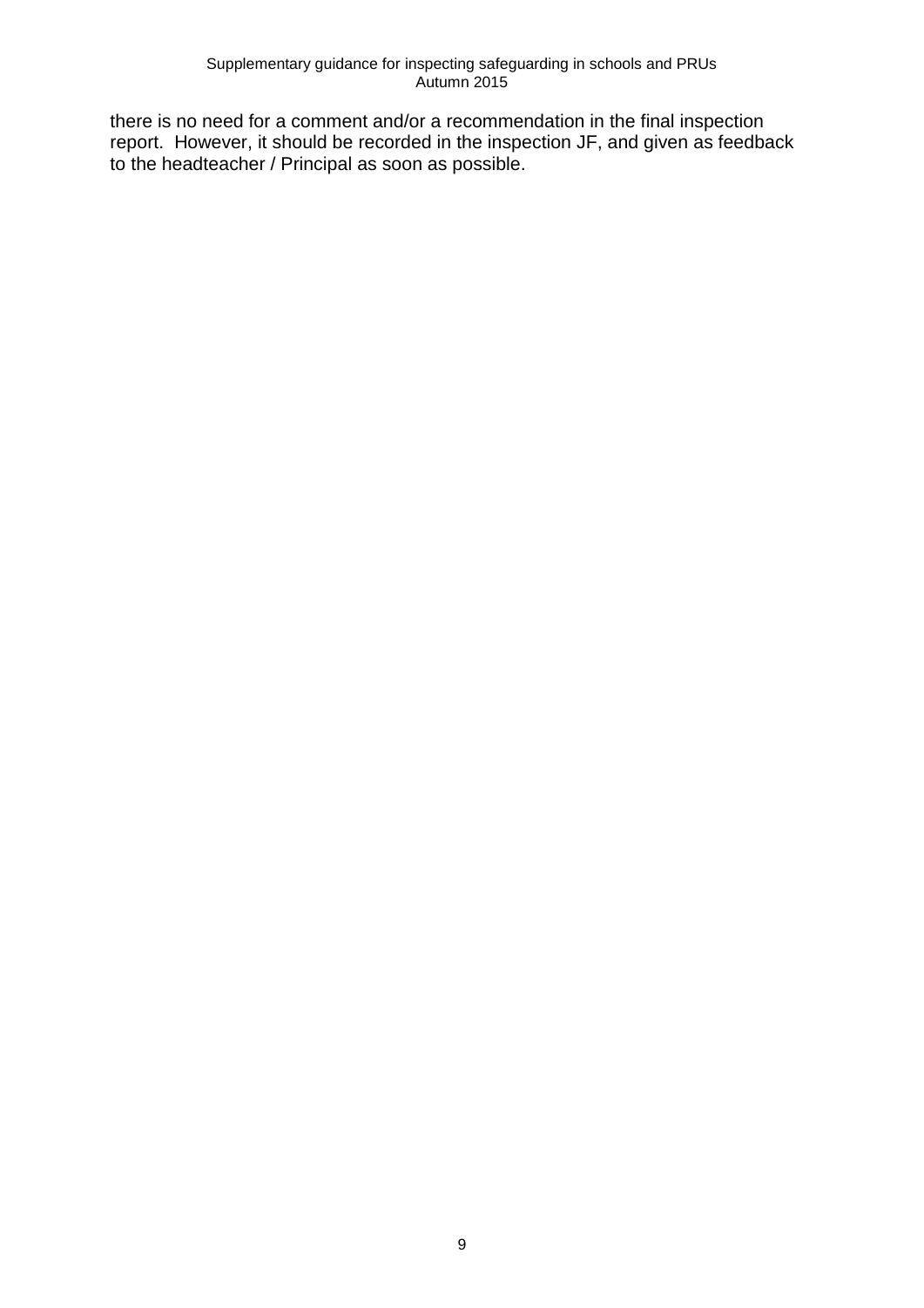there is no need for a comment and/or a recommendation in the final inspection report. However, it should be recorded in the inspection JF, and given as feedback to the headteacher / Principal as soon as possible.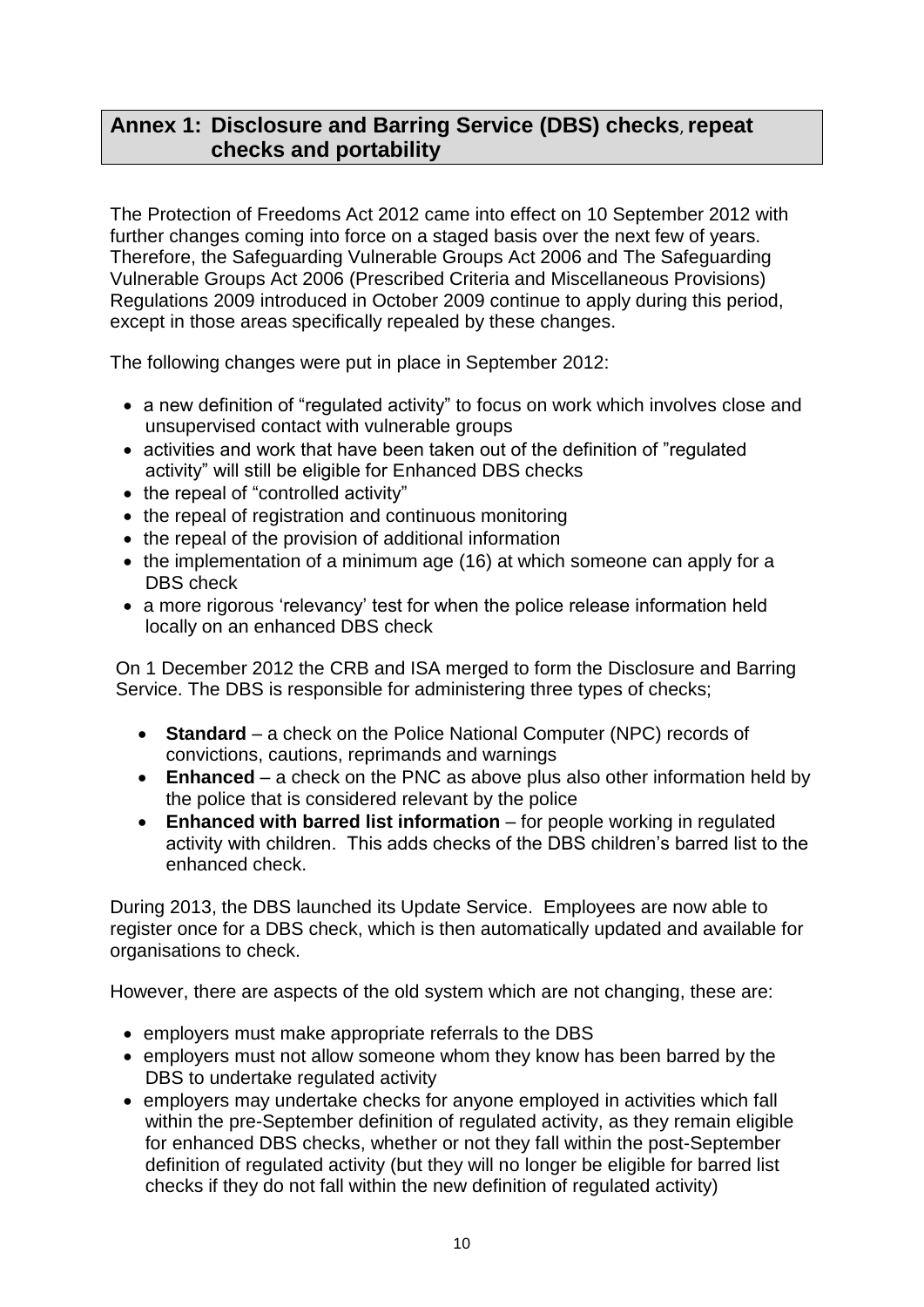## Annex 1: Disclosure and Barring Service (DBS) checks, repeat checks and portability

The Protection of Freedoms Act 2012 came into effect on 10 September 2012 with further changes coming into force on a staged basis over the next few of years. Therefore, the Safeguarding Vulnerable Groups Act 2006 and The Safeguarding Vulnerable Groups Act 2006 (Prescribed Criteria and Miscellaneous Provisions) Regulations 2009 introduced in October 2009 continue to apply during this period, except in those areas specifically repealed by these changes.

The following changes were put in place in September 2012:

- a new definition of "regulated activity" to focus on work which involves close and unsupervised contact with vulnerable groups
- activities and work that have been taken out of the definition of "regulated activity" will still be eligible for Enhanced DBS checks
- the repeal of "controlled activity"
- the repeal of registration and continuous monitoring
- the repeal of the provision of additional information
- the implementation of a minimum age (16) at which someone can apply for a DBS check
- a more rigorous 'relevancy' test for when the police release information held locally on an enhanced DBS check

On 1 December 2012 the CRB and ISA merged to form the Disclosure and Barring Service. The DBS is responsible for administering three types of checks;

- **Standard** – a check on the Police National Computer (NPC) records of convictions, cautions, reprimands and warnings
- **Enhanced** – a check on the PNC as above plus also other information held by the police that is considered relevant by the police
- **Enhanced with barred list information** – for people working in regulated activity with children. This adds checks of the DBS children's barred list to the enhanced check.

During 2013, the DBS launched its Update Service. Employees are now able to register once for a DBS check, which is then automatically updated and available for organisations to check.

However, there are aspects of the old system which are not changing, these are:

- employers must make appropriate referrals to the DBS
- employers must not allow someone whom they know has been barred by the DBS to undertake regulated activity
- employers may undertake checks for anyone employed in activities which fall within the pre-September definition of regulated activity, as they remain eligible for enhanced DBS checks, whether or not they fall within the post-September definition of regulated activity (but they will no longer be eligible for barred list checks if they do not fall within the new definition of regulated activity)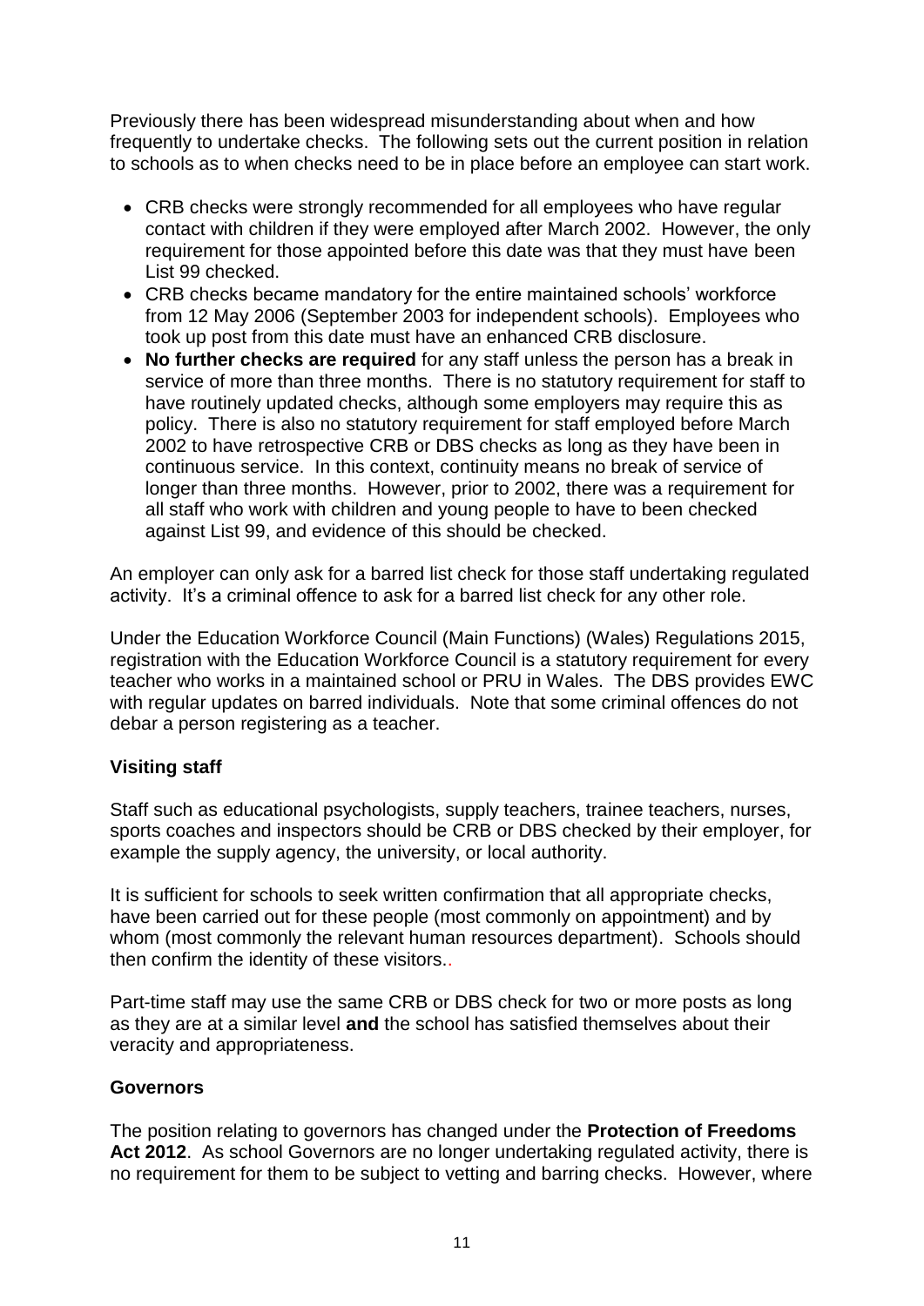Previously there has been widespread misunderstanding about when and how frequently to undertake checks. The following sets out the current position in relation to schools as to when checks need to be in place before an employee can start work.

- CRB checks were strongly recommended for all employees who have regular contact with children if they were employed after March 2002. However, the only requirement for those appointed before this date was that they must have been List 99 checked.
- CRB checks became mandatory for the entire maintained schools' workforce from 12 May 2006 (September 2003 for independent schools). Employees who took up post from this date must have an enhanced CRB disclosure.
- **No further checks are required** for any staff unless the person has a break in service of more than three months. There is no statutory requirement for staff to have routinely updated checks, although some employers may require this as policy. There is also no statutory requirement for staff employed before March 2002 to have retrospective CRB or DBS checks as long as they have been in continuous service. In this context, continuity means no break of service of longer than three months. However, prior to 2002, there was a requirement for all staff who work with children and young people to have to been checked against List 99, and evidence of this should be checked.

An employer can only ask for a barred list check for those staff undertaking regulated activity. It's a criminal offence to ask for a barred list check for any other role.

Under the Education Workforce Council (Main Functions) (Wales) Regulations 2015, registration with the Education Workforce Council is a statutory requirement for every teacher who works in a maintained school or PRU in Wales. The DBS provides EWC with regular updates on barred individuals. Note that some criminal offences do not debar a person registering as a teacher.

### Visiting staff

Staff such as educational psychologists, supply teachers, trainee teachers, nurses, sports coaches and inspectors should be CRB or DBS checked by their employer, for example the supply agency, the university, or local authority.

It is sufficient for schools to seek written confirmation that all appropriate checks, have been carried out for these people (most commonly on appointment) and by whom (most commonly the relevant human resources department). Schools should then confirm the identity of these visitors..

Part-time staff may use the same CRB or DBS check for two or more posts as long as they are at a similar level **and** the school has satisfied themselves about their veracity and appropriateness.

### Governors

The position relating to governors has changed under the **Protection of Freedoms Act 2012**. As school Governors are no longer undertaking regulated activity, there is no requirement for them to be subject to vetting and barring checks. However, where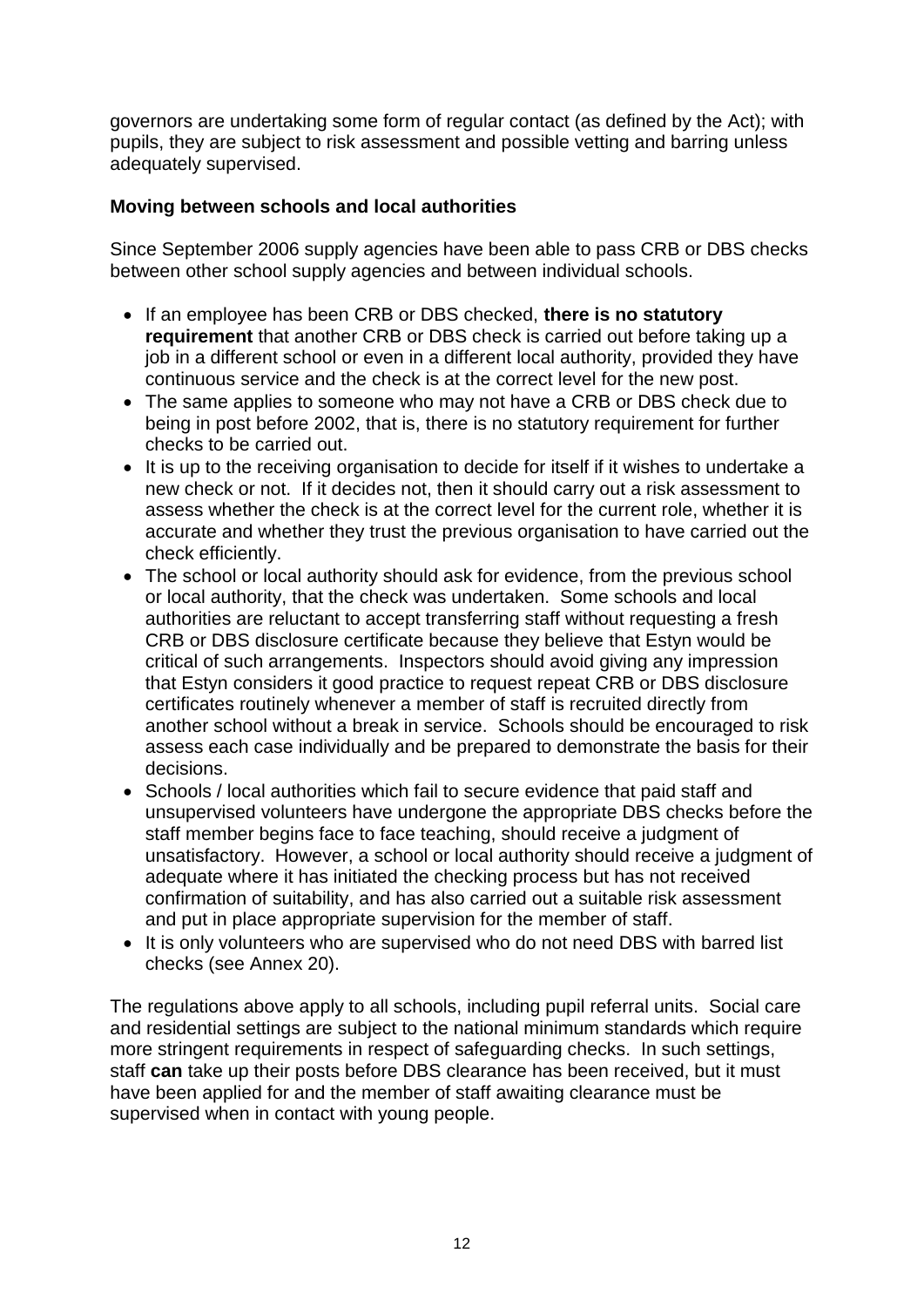governors are undertaking some form of regular contact (as defined by the Act); with pupils, they are subject to risk assessment and possible vetting and barring unless adequately supervised.

### Moving between schools and local authorities

Since September 2006 supply agencies have been able to pass CRB or DBS checks between other school supply agencies and between individual schools.

- If an employee has been CRB or DBS checked, **there is no statutory requirement** that another CRB or DBS check is carried out before taking up a job in a different school or even in a different local authority, provided they have continuous service and the check is at the correct level for the new post.
- The same applies to someone who may not have a CRB or DBS check due to being in post before 2002, that is, there is no statutory requirement for further checks to be carried out.
- It is up to the receiving organisation to decide for itself if it wishes to undertake a new check or not. If it decides not, then it should carry out a risk assessment to assess whether the check is at the correct level for the current role, whether it is accurate and whether they trust the previous organisation to have carried out the check efficiently.
- The school or local authority should ask for evidence, from the previous school or local authority, that the check was undertaken. Some schools and local authorities are reluctant to accept transferring staff without requesting a fresh CRB or DBS disclosure certificate because they believe that Estyn would be critical of such arrangements. Inspectors should avoid giving any impression that Estyn considers it good practice to request repeat CRB or DBS disclosure certificates routinely whenever a member of staff is recruited directly from another school without a break in service. Schools should be encouraged to risk assess each case individually and be prepared to demonstrate the basis for their decisions.
- Schools / local authorities which fail to secure evidence that paid staff and unsupervised volunteers have undergone the appropriate DBS checks before the staff member begins face to face teaching, should receive a judgment of unsatisfactory. However, a school or local authority should receive a judgment of adequate where it has initiated the checking process but has not received confirmation of suitability, and has also carried out a suitable risk assessment and put in place appropriate supervision for the member of staff.
- It is only volunteers who are supervised who do not need DBS with barred list checks (see Annex 20).

The regulations above apply to all schools, including pupil referral units. Social care and residential settings are subject to the national minimum standards which require more stringent requirements in respect of safeguarding checks. In such settings, staff **can** take up their posts before DBS clearance has been received, but it must have been applied for and the member of staff awaiting clearance must be supervised when in contact with young people.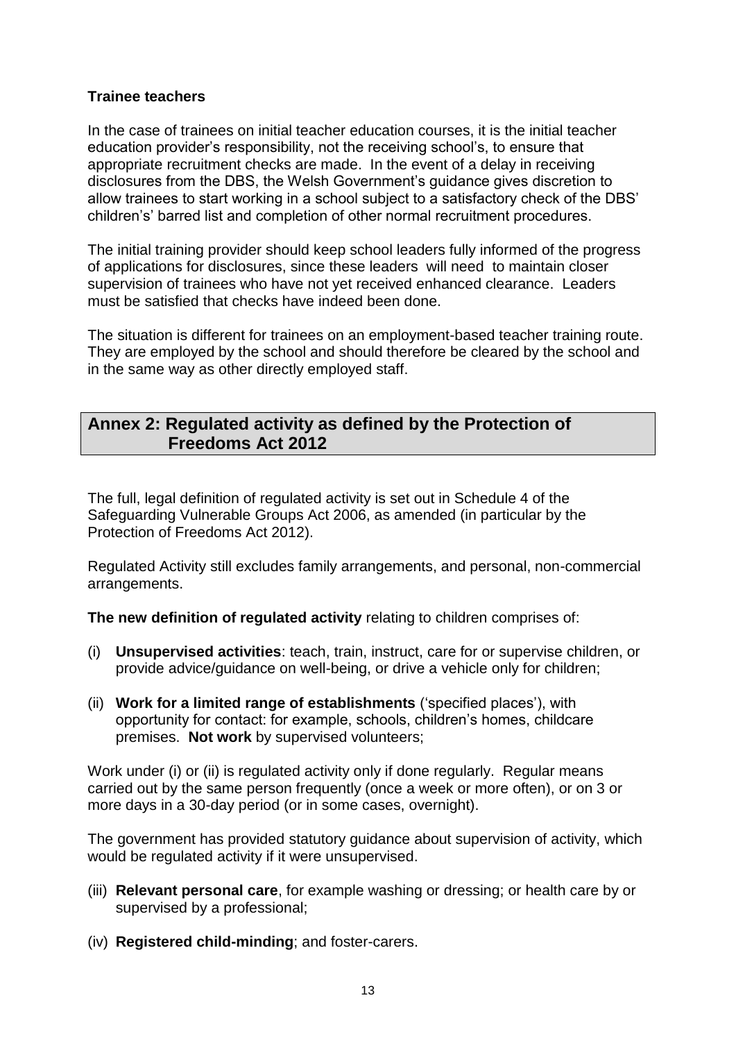### Trainee teachers

In the case of trainees on initial teacher education courses, it is the initial teacher education provider's responsibility, not the receiving school's, to ensure that appropriate recruitment checks are made. In the event of a delay in receiving disclosures from the DBS, the Welsh Government's guidance gives discretion to allow trainees to start working in a school subject to a satisfactory check of the DBS' children's' barred list and completion of other normal recruitment procedures.

The initial training provider should keep school leaders fully informed of the progress of applications for disclosures, since these leaders will need to maintain closer supervision of trainees who have not yet received enhanced clearance. Leaders must be satisfied that checks have indeed been done.

The situation is different for trainees on an employment-based teacher training route. They are employed by the school and should therefore be cleared by the school and in the same way as other directly employed staff.

## Annex 2: Regulated activity as defined by the Protection of Freedoms Act 2012

The full, legal definition of regulated activity is set out in Schedule 4 of the Safeguarding Vulnerable Groups Act 2006, as amended (in particular by the Protection of Freedoms Act 2012).

Regulated Activity still excludes family arrangements, and personal, non-commercial arrangements.

**The new definition of regulated activity** relating to children comprises of:

(i) **Unsupervised activities**: teach, train, instruct, care for or supervise children, or provide advice/guidance on well-being, or drive a vehicle only for children;

(ii) **Work for a limited range of establishments** ('specified places'), with opportunity for contact: for example, schools, children's homes, childcare premises. **Not work** by supervised volunteers;

Work under (i) or (ii) is regulated activity only if done regularly. Regular means carried out by the same person frequently (once a week or more often), or on 3 or more days in a 30-day period (or in some cases, overnight).

The government has provided statutory guidance about supervision of activity, which would be regulated activity if it were unsupervised.

(iii) **Relevant personal care**, for example washing or dressing; or health care by or supervised by a professional;

(iv) **Registered child-minding**; and foster-carers.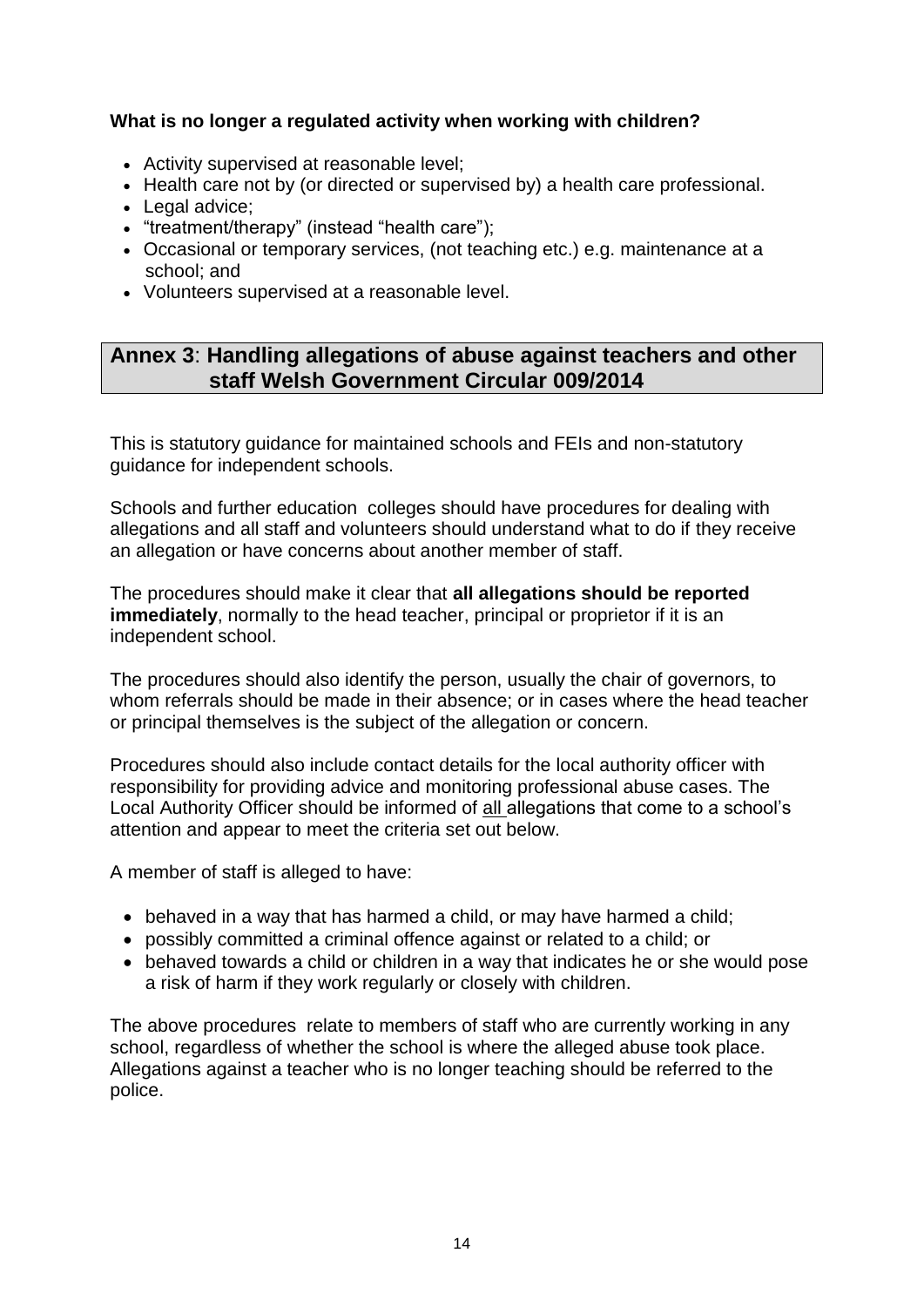**What is no longer a regulated activity when working with children?**

- Activity supervised at reasonable level;
- Health care not by (or directed or supervised by) a health care professional.
- Legal advice;
- "treatment/therapy" (instead "health care");
- Occasional or temporary services, (not teaching etc.) e.g. maintenance at a school; and
- Volunteers supervised at a reasonable level.

## Annex 3: Handling allegations of abuse against teachers and other staff Welsh Government Circular 009/2014

This is statutory guidance for maintained schools and FEIs and non-statutory guidance for independent schools.

Schools and further education colleges should have procedures for dealing with allegations and all staff and volunteers should understand what to do if they receive an allegation or have concerns about another member of staff.

The procedures should make it clear that **all allegations should be reported immediately**, normally to the head teacher, principal or proprietor if it is an independent school.

The procedures should also identify the person, usually the chair of governors, to whom referrals should be made in their absence; or in cases where the head teacher or principal themselves is the subject of the allegation or concern.

Procedures should also include contact details for the local authority officer with responsibility for providing advice and monitoring professional abuse cases. The Local Authority Officer should be informed of all allegations that come to a school's attention and appear to meet the criteria set out below.

A member of staff is alleged to have:

- behaved in a way that has harmed a child, or may have harmed a child;
- possibly committed a criminal offence against or related to a child; or
- behaved towards a child or children in a way that indicates he or she would pose a risk of harm if they work regularly or closely with children.

The above procedures relate to members of staff who are currently working in any school, regardless of whether the school is where the alleged abuse took place. Allegations against a teacher who is no longer teaching should be referred to the police.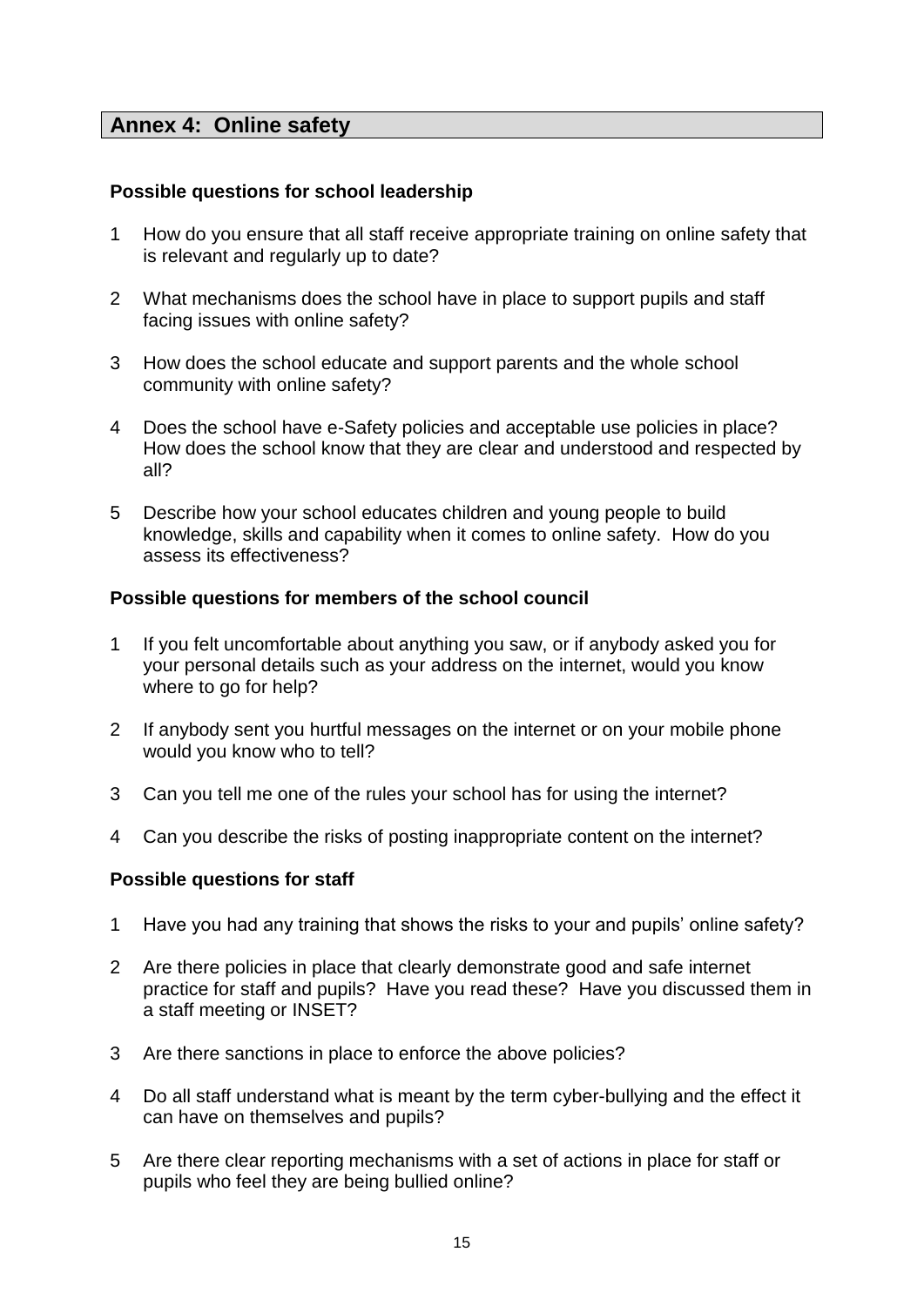## Annex 4: Online safety

**Possible questions for school leadership**

1. How do you ensure that all staff receive appropriate training on online safety that is relevant and regularly up to date?
2. What mechanisms does the school have in place to support pupils and staff facing issues with online safety?
3. How does the school educate and support parents and the whole school community with online safety?
4. Does the school have e-Safety policies and acceptable use policies in place? How does the school know that they are clear and understood and respected by all?
5. Describe how your school educates children and young people to build knowledge, skills and capability when it comes to online safety. How do you assess its effectiveness?

**Possible questions for members of the school council**

1. If you felt uncomfortable about anything you saw, or if anybody asked you for your personal details such as your address on the internet, would you know where to go for help?
2. If anybody sent you hurtful messages on the internet or on your mobile phone would you know who to tell?
3. Can you tell me one of the rules your school has for using the internet?
4. Can you describe the risks of posting inappropriate content on the internet?

**Possible questions for staff**

1. Have you had any training that shows the risks to your and pupils' online safety?
2. Are there policies in place that clearly demonstrate good and safe internet practice for staff and pupils? Have you read these? Have you discussed them in a staff meeting or INSET?
3. Are there sanctions in place to enforce the above policies?
4. Do all staff understand what is meant by the term cyber-bullying and the effect it can have on themselves and pupils?
5. Are there clear reporting mechanisms with a set of actions in place for staff or pupils who feel they are being bullied online?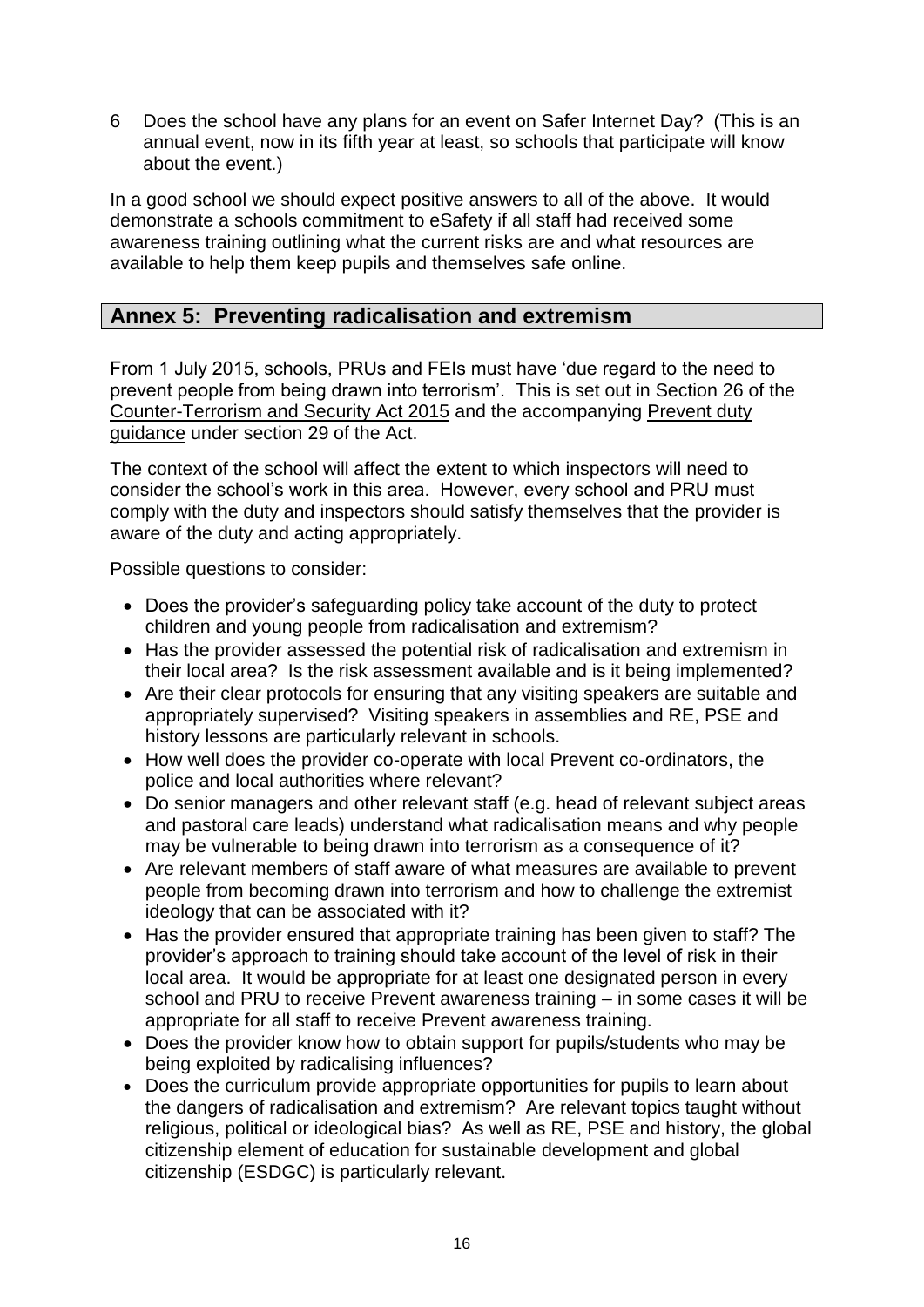6 Does the school have any plans for an event on Safer Internet Day? (This is an annual event, now in its fifth year at least, so schools that participate will know about the event.)

In a good school we should expect positive answers to all of the above. It would demonstrate a schools commitment to eSafety if all staff had received some awareness training outlining what the current risks are and what resources are available to help them keep pupils and themselves safe online.

## Annex 5: Preventing radicalisation and extremism

From 1 July 2015, schools, PRUs and FEIs must have 'due regard to the need to prevent people from being drawn into terrorism'. This is set out in Section 26 of the Counter-Terrorism and Security Act 2015 and the accompanying Prevent duty guidance under section 29 of the Act.

The context of the school will affect the extent to which inspectors will need to consider the school's work in this area. However, every school and PRU must comply with the duty and inspectors should satisfy themselves that the provider is aware of the duty and acting appropriately.

Possible questions to consider:

- Does the provider's safeguarding policy take account of the duty to protect children and young people from radicalisation and extremism?
- Has the provider assessed the potential risk of radicalisation and extremism in their local area? Is the risk assessment available and is it being implemented?
- Are their clear protocols for ensuring that any visiting speakers are suitable and appropriately supervised? Visiting speakers in assemblies and RE, PSE and history lessons are particularly relevant in schools.
- How well does the provider co-operate with local Prevent co-ordinators, the police and local authorities where relevant?
- Do senior managers and other relevant staff (e.g. head of relevant subject areas and pastoral care leads) understand what radicalisation means and why people may be vulnerable to being drawn into terrorism as a consequence of it?
- Are relevant members of staff aware of what measures are available to prevent people from becoming drawn into terrorism and how to challenge the extremist ideology that can be associated with it?
- Has the provider ensured that appropriate training has been given to staff? The provider's approach to training should take account of the level of risk in their local area. It would be appropriate for at least one designated person in every school and PRU to receive Prevent awareness training – in some cases it will be appropriate for all staff to receive Prevent awareness training.
- Does the provider know how to obtain support for pupils/students who may be being exploited by radicalising influences?
- Does the curriculum provide appropriate opportunities for pupils to learn about the dangers of radicalisation and extremism? Are relevant topics taught without religious, political or ideological bias? As well as RE, PSE and history, the global citizenship element of education for sustainable development and global citizenship (ESDGC) is particularly relevant.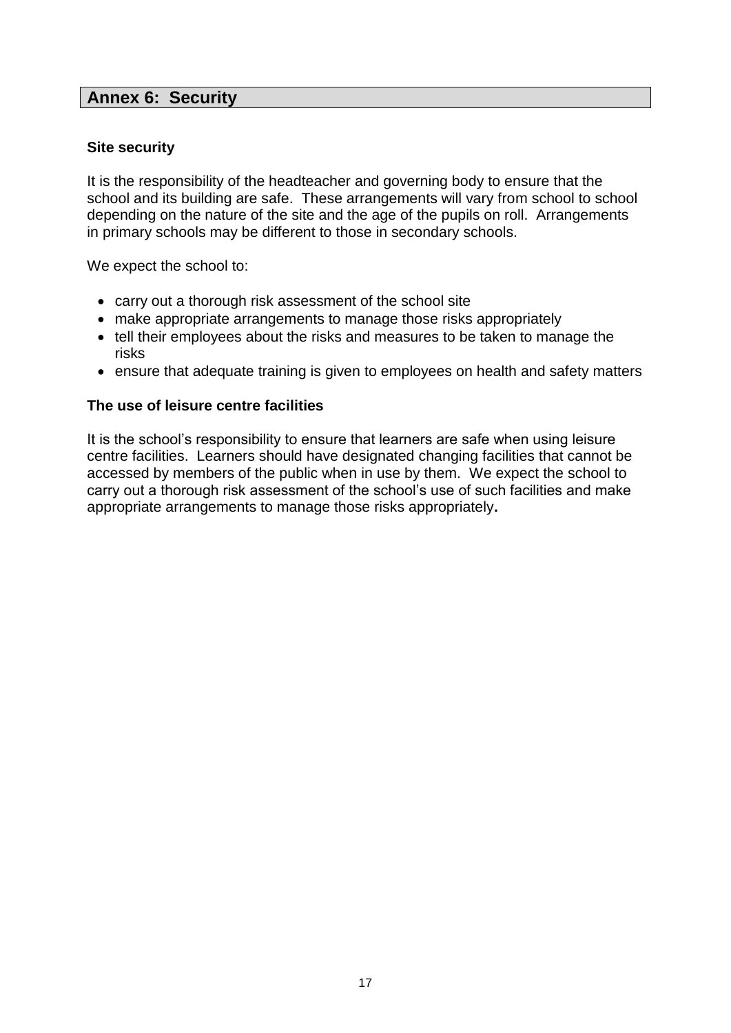## Annex 6: Security

### Site security

It is the responsibility of the headteacher and governing body to ensure that the school and its building are safe. These arrangements will vary from school to school depending on the nature of the site and the age of the pupils on roll. Arrangements in primary schools may be different to those in secondary schools.

We expect the school to:

- carry out a thorough risk assessment of the school site
- make appropriate arrangements to manage those risks appropriately
- tell their employees about the risks and measures to be taken to manage the risks
- ensure that adequate training is given to employees on health and safety matters

### The use of leisure centre facilities

It is the school's responsibility to ensure that learners are safe when using leisure centre facilities. Learners should have designated changing facilities that cannot be accessed by members of the public when in use by them. We expect the school to carry out a thorough risk assessment of the school's use of such facilities and make appropriate arrangements to manage those risks appropriately**.**